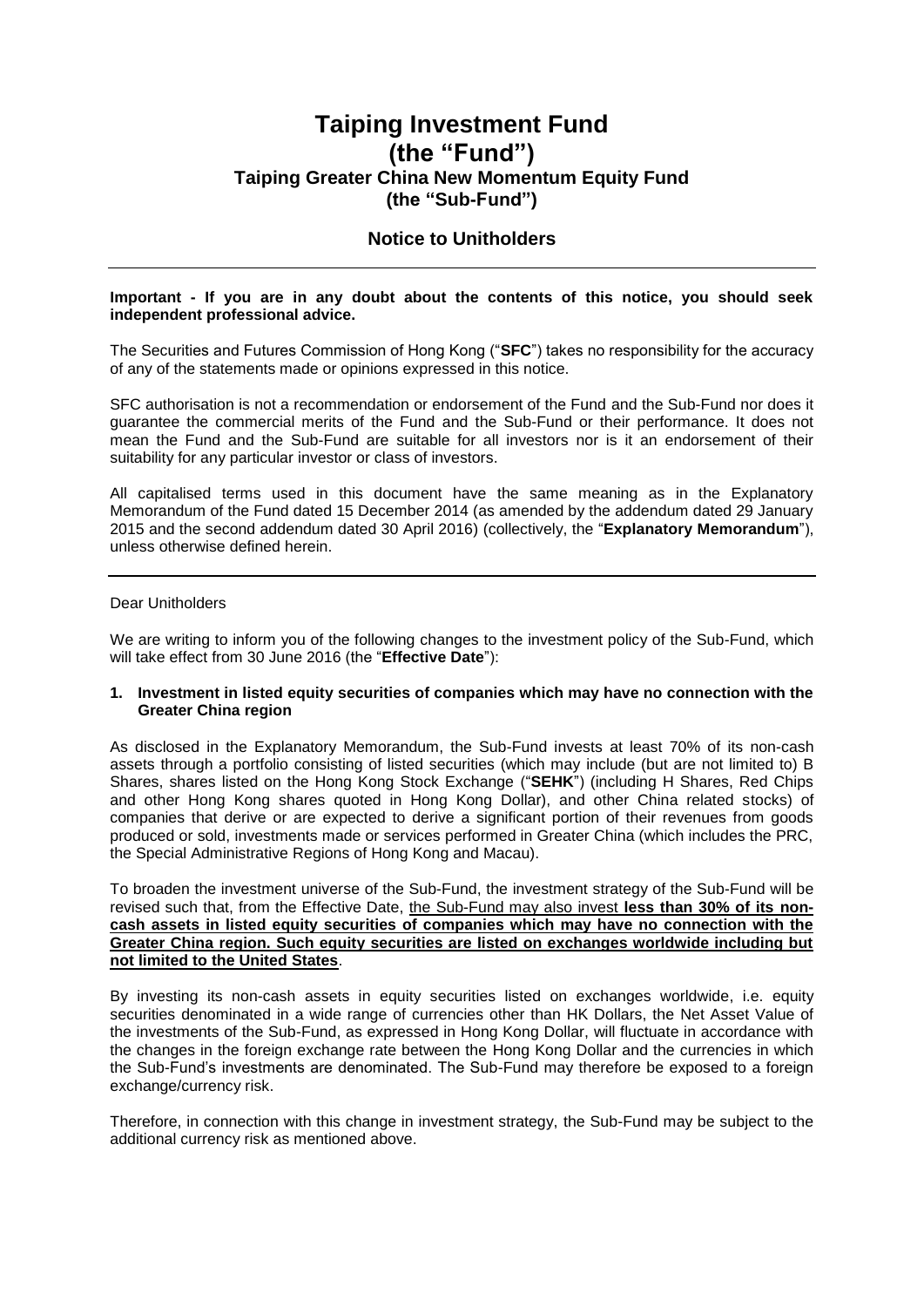# Taiping Investment Fund
# (the "Fund")
## Taiping Greater China New Momentum Equity Fund
## (the "Sub-Fund")

### Notice to Unitholders

---

**Important - If you are in any doubt about the contents of this notice, you should seek independent professional advice.**

The Securities and Futures Commission of Hong Kong ("**SFC**") takes no responsibility for the accuracy of any of the statements made or opinions expressed in this notice.

SFC authorisation is not a recommendation or endorsement of the Fund and the Sub-Fund nor does it guarantee the commercial merits of the Fund and the Sub-Fund or their performance. It does not mean the Fund and the Sub-Fund are suitable for all investors nor is it an endorsement of their suitability for any particular investor or class of investors.

All capitalised terms used in this document have the same meaning as in the Explanatory Memorandum of the Fund dated 15 December 2014 (as amended by the addendum dated 29 January 2015 and the second addendum dated 30 April 2016) (collectively, the "**Explanatory Memorandum**"), unless otherwise defined herein.

---

Dear Unitholders

We are writing to inform you of the following changes to the investment policy of the Sub-Fund, which will take effect from 30 June 2016 (the "**Effective Date**"):

**1. Investment in listed equity securities of companies which may have no connection with the Greater China region**

As disclosed in the Explanatory Memorandum, the Sub-Fund invests at least 70% of its non-cash assets through a portfolio consisting of listed securities (which may include (but are not limited to) B Shares, shares listed on the Hong Kong Stock Exchange ("**SEHK**") (including H Shares, Red Chips and other Hong Kong shares quoted in Hong Kong Dollar), and other China related stocks) of companies that derive or are expected to derive a significant portion of their revenues from goods produced or sold, investments made or services performed in Greater China (which includes the PRC, the Special Administrative Regions of Hong Kong and Macau).

To broaden the investment universe of the Sub-Fund, the investment strategy of the Sub-Fund will be revised such that, from the Effective Date, the Sub-Fund may also invest **less than 30% of its non-cash assets in listed equity securities of companies which may have no connection with the Greater China region. Such equity securities are listed on exchanges worldwide including but not limited to the United States**.

By investing its non-cash assets in equity securities listed on exchanges worldwide, i.e. equity securities denominated in a wide range of currencies other than HK Dollars, the Net Asset Value of the investments of the Sub-Fund, as expressed in Hong Kong Dollar, will fluctuate in accordance with the changes in the foreign exchange rate between the Hong Kong Dollar and the currencies in which the Sub-Fund's investments are denominated. The Sub-Fund may therefore be exposed to a foreign exchange/currency risk.

Therefore, in connection with this change in investment strategy, the Sub-Fund may be subject to the additional currency risk as mentioned above.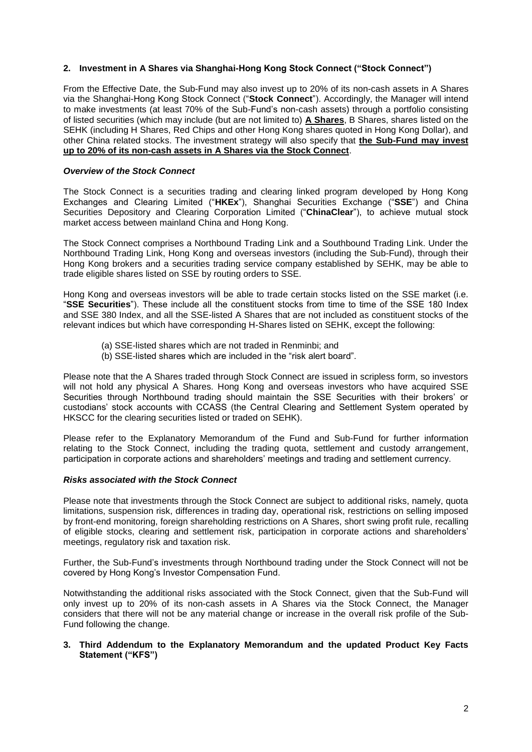## 2. Investment in A Shares via Shanghai-Hong Kong Stock Connect ("Stock Connect")

From the Effective Date, the Sub-Fund may also invest up to 20% of its non-cash assets in A Shares via the Shanghai-Hong Kong Stock Connect ("**Stock Connect**"). Accordingly, the Manager will intend to make investments (at least 70% of the Sub-Fund's non-cash assets) through a portfolio consisting of listed securities (which may include (but are not limited to) **A Shares**, B Shares, shares listed on the SEHK (including H Shares, Red Chips and other Hong Kong shares quoted in Hong Kong Dollar), and other China related stocks. The investment strategy will also specify that **the Sub-Fund may invest up to 20% of its non-cash assets in A Shares via the Stock Connect**.

### *Overview of the Stock Connect*

The Stock Connect is a securities trading and clearing linked program developed by Hong Kong Exchanges and Clearing Limited ("**HKEx**"), Shanghai Securities Exchange ("**SSE**") and China Securities Depository and Clearing Corporation Limited ("**ChinaClear**"), to achieve mutual stock market access between mainland China and Hong Kong.

The Stock Connect comprises a Northbound Trading Link and a Southbound Trading Link. Under the Northbound Trading Link, Hong Kong and overseas investors (including the Sub-Fund), through their Hong Kong brokers and a securities trading service company established by SEHK, may be able to trade eligible shares listed on SSE by routing orders to SSE.

Hong Kong and overseas investors will be able to trade certain stocks listed on the SSE market (i.e. "**SSE Securities**"). These include all the constituent stocks from time to time of the SSE 180 Index and SSE 380 Index, and all the SSE-listed A Shares that are not included as constituent stocks of the relevant indices but which have corresponding H-Shares listed on SEHK, except the following:

(a) SSE-listed shares which are not traded in Renminbi; and
(b) SSE-listed shares which are included in the "risk alert board".

Please note that the A Shares traded through Stock Connect are issued in scripless form, so investors will not hold any physical A Shares. Hong Kong and overseas investors who have acquired SSE Securities through Northbound trading should maintain the SSE Securities with their brokers' or custodians' stock accounts with CCASS (the Central Clearing and Settlement System operated by HKSCC for the clearing securities listed or traded on SEHK).

Please refer to the Explanatory Memorandum of the Fund and Sub-Fund for further information relating to the Stock Connect, including the trading quota, settlement and custody arrangement, participation in corporate actions and shareholders' meetings and trading and settlement currency.

### *Risks associated with the Stock Connect*

Please note that investments through the Stock Connect are subject to additional risks, namely, quota limitations, suspension risk, differences in trading day, operational risk, restrictions on selling imposed by front-end monitoring, foreign shareholding restrictions on A Shares, short swing profit rule, recalling of eligible stocks, clearing and settlement risk, participation in corporate actions and shareholders' meetings, regulatory risk and taxation risk.

Further, the Sub-Fund's investments through Northbound trading under the Stock Connect will not be covered by Hong Kong's Investor Compensation Fund.

Notwithstanding the additional risks associated with the Stock Connect, given that the Sub-Fund will only invest up to 20% of its non-cash assets in A Shares via the Stock Connect, the Manager considers that there will not be any material change or increase in the overall risk profile of the Sub-Fund following the change.

## 3. Third Addendum to the Explanatory Memorandum and the updated Product Key Facts Statement ("KFS")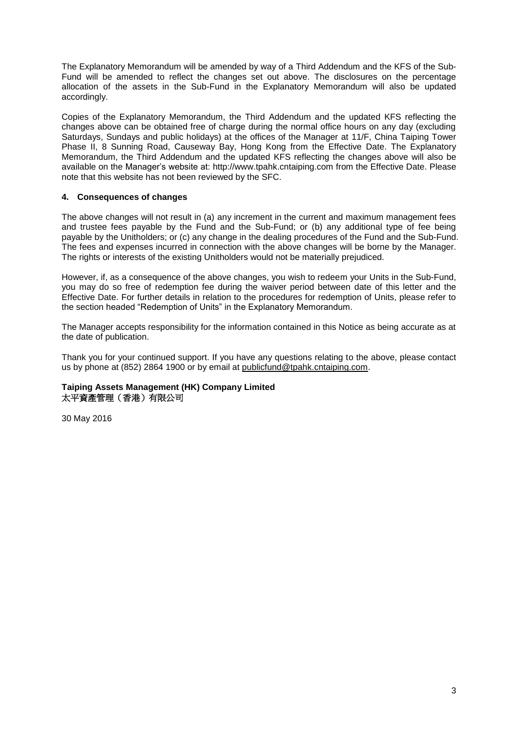The Explanatory Memorandum will be amended by way of a Third Addendum and the KFS of the Sub-Fund will be amended to reflect the changes set out above. The disclosures on the percentage allocation of the assets in the Sub-Fund in the Explanatory Memorandum will also be updated accordingly.

Copies of the Explanatory Memorandum, the Third Addendum and the updated KFS reflecting the changes above can be obtained free of charge during the normal office hours on any day (excluding Saturdays, Sundays and public holidays) at the offices of the Manager at 11/F, China Taiping Tower Phase II, 8 Sunning Road, Causeway Bay, Hong Kong from the Effective Date. The Explanatory Memorandum, the Third Addendum and the updated KFS reflecting the changes above will also be available on the Manager's website at: http://www.tpahk.cntaiping.com from the Effective Date. Please note that this website has not been reviewed by the SFC.

**4. Consequences of changes**

The above changes will not result in (a) any increment in the current and maximum management fees and trustee fees payable by the Fund and the Sub-Fund; or (b) any additional type of fee being payable by the Unitholders; or (c) any change in the dealing procedures of the Fund and the Sub-Fund. The fees and expenses incurred in connection with the above changes will be borne by the Manager. The rights or interests of the existing Unitholders would not be materially prejudiced.

However, if, as a consequence of the above changes, you wish to redeem your Units in the Sub-Fund, you may do so free of redemption fee during the waiver period between date of this letter and the Effective Date. For further details in relation to the procedures for redemption of Units, please refer to the section headed "Redemption of Units" in the Explanatory Memorandum.

The Manager accepts responsibility for the information contained in this Notice as being accurate as at the date of publication.

Thank you for your continued support. If you have any questions relating to the above, please contact us by phone at (852) 2864 1900 or by email at publicfund@tpahk.cntaiping.com.

**Taiping Assets Management (HK) Company Limited**
**太平資產管理（香港）有限公司**

30 May 2016